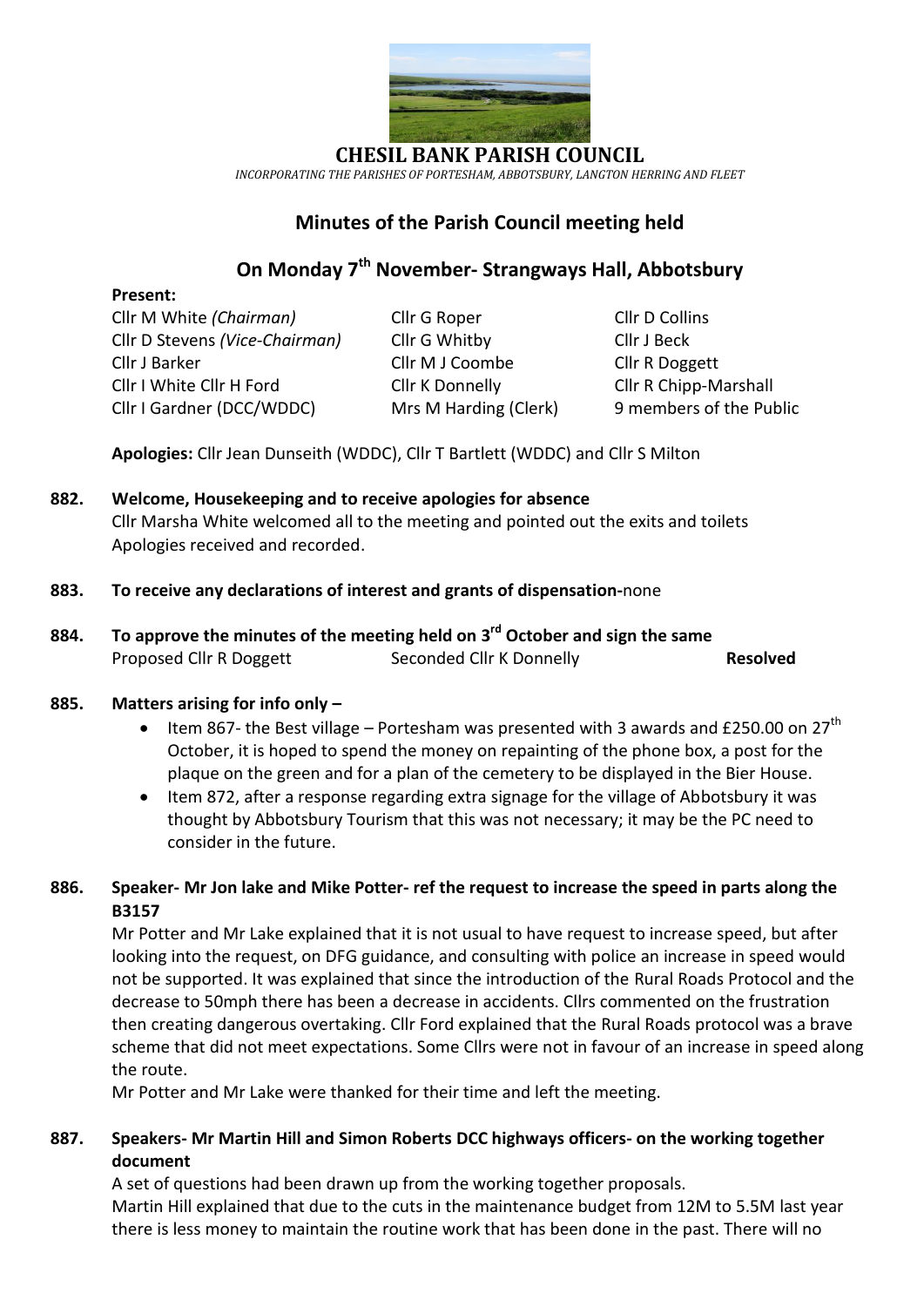# CHESIL BANK PARISH COUNCIL

*INCORPORATING THE PARISHES OF PORTESHAM, ABBOTSBURY, LANGTON HERRING AND FLEET*

## Minutes of the Parish Council meeting held

## On Monday 7th November- Strangways Hall, Abbotsbury

**Present:**

| | | |
|---|---|---|
| Cllr M White *(Chairman)* | Cllr G Roper | Cllr D Collins |
| Cllr D Stevens *(Vice-Chairman)* | Cllr G Whitby | Cllr J Beck |
| Cllr J Barker | Cllr M J Coombe | Cllr R Doggett |
| Cllr I White Cllr H Ford | Cllr K Donnelly | Cllr R Chipp-Marshall |
| Cllr I Gardner (DCC/WDDC) | Mrs M Harding (Clerk) | 9 members of the Public |

**Apologies:** Cllr Jean Dunseith (WDDC), Cllr T Bartlett (WDDC) and Cllr S Milton

**882. Welcome, Housekeeping and to receive apologies for absence**

Cllr Marsha White welcomed all to the meeting and pointed out the exits and toilets
Apologies received and recorded.

**883. To receive any declarations of interest and grants of dispensation-**none

**884. To approve the minutes of the meeting held on 3rd October and sign the same**

Proposed Cllr R Doggett     Seconded Cllr K Donnelly     **Resolved**

**885. Matters arising for info only –**

- Item 867- the Best village – Portesham was presented with 3 awards and £250.00 on 27th October, it is hoped to spend the money on repainting of the phone box, a post for the plaque on the green and for a plan of the cemetery to be displayed in the Bier House.
- Item 872, after a response regarding extra signage for the village of Abbotsbury it was thought by Abbotsbury Tourism that this was not necessary; it may be the PC need to consider in the future.

**886. Speaker- Mr Jon lake and Mike Potter- ref the request to increase the speed in parts along the B3157**

Mr Potter and Mr Lake explained that it is not usual to have request to increase speed, but after looking into the request, on DFG guidance, and consulting with police an increase in speed would not be supported. It was explained that since the introduction of the Rural Roads Protocol and the decrease to 50mph there has been a decrease in accidents. Cllrs commented on the frustration then creating dangerous overtaking. Cllr Ford explained that the Rural Roads protocol was a brave scheme that did not meet expectations. Some Cllrs were not in favour of an increase in speed along the route.

Mr Potter and Mr Lake were thanked for their time and left the meeting.

**887. Speakers- Mr Martin Hill and Simon Roberts DCC highways officers- on the working together document**

A set of questions had been drawn up from the working together proposals.

Martin Hill explained that due to the cuts in the maintenance budget from 12M to 5.5M last year there is less money to maintain the routine work that has been done in the past. There will no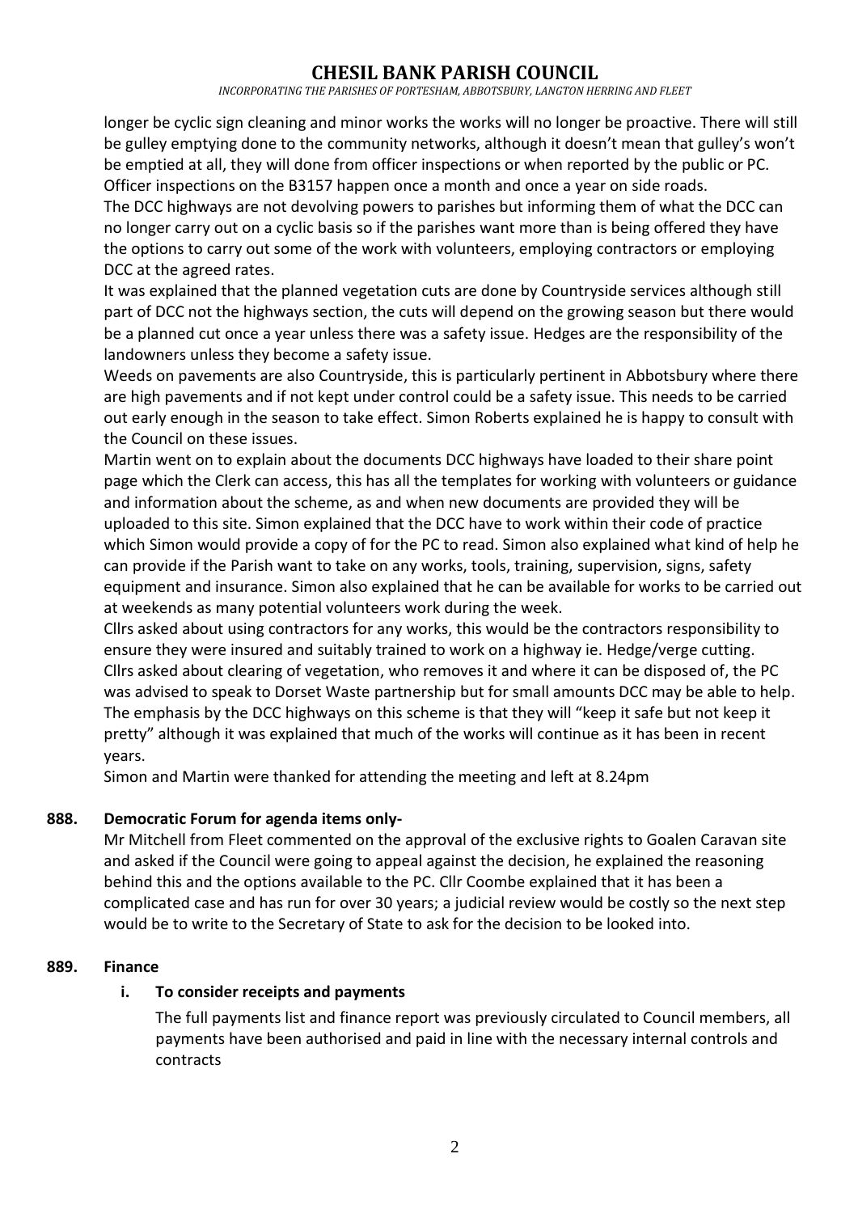longer be cyclic sign cleaning and minor works the works will no longer be proactive. There will still be gulley emptying done to the community networks, although it doesn't mean that gulley's won't be emptied at all, they will done from officer inspections or when reported by the public or PC. Officer inspections on the B3157 happen once a month and once a year on side roads.
The DCC highways are not devolving powers to parishes but informing them of what the DCC can no longer carry out on a cyclic basis so if the parishes want more than is being offered they have the options to carry out some of the work with volunteers, employing contractors or employing DCC at the agreed rates.
It was explained that the planned vegetation cuts are done by Countryside services although still part of DCC not the highways section, the cuts will depend on the growing season but there would be a planned cut once a year unless there was a safety issue. Hedges are the responsibility of the landowners unless they become a safety issue.
Weeds on pavements are also Countryside, this is particularly pertinent in Abbotsbury where there are high pavements and if not kept under control could be a safety issue. This needs to be carried out early enough in the season to take effect. Simon Roberts explained he is happy to consult with the Council on these issues.
Martin went on to explain about the documents DCC highways have loaded to their share point page which the Clerk can access, this has all the templates for working with volunteers or guidance and information about the scheme, as and when new documents are provided they will be uploaded to this site. Simon explained that the DCC have to work within their code of practice which Simon would provide a copy of for the PC to read. Simon also explained what kind of help he can provide if the Parish want to take on any works, tools, training, supervision, signs, safety equipment and insurance. Simon also explained that he can be available for works to be carried out at weekends as many potential volunteers work during the week.
Cllrs asked about using contractors for any works, this would be the contractors responsibility to ensure they were insured and suitably trained to work on a highway ie. Hedge/verge cutting.
Cllrs asked about clearing of vegetation, who removes it and where it can be disposed of, the PC was advised to speak to Dorset Waste partnership but for small amounts DCC may be able to help.
The emphasis by the DCC highways on this scheme is that they will "keep it safe but not keep it pretty" although it was explained that much of the works will continue as it has been in recent years.
Simon and Martin were thanked for attending the meeting and left at 8.24pm

### 888. Democratic Forum for agenda items only-

Mr Mitchell from Fleet commented on the approval of the exclusive rights to Goalen Caravan site and asked if the Council were going to appeal against the decision, he explained the reasoning behind this and the options available to the PC. Cllr Coombe explained that it has been a complicated case and has run for over 30 years; a judicial review would be costly so the next step would be to write to the Secretary of State to ask for the decision to be looked into.

### 889. Finance

**i. To consider receipts and payments**

The full payments list and finance report was previously circulated to Council members, all payments have been authorised and paid in line with the necessary internal controls and contracts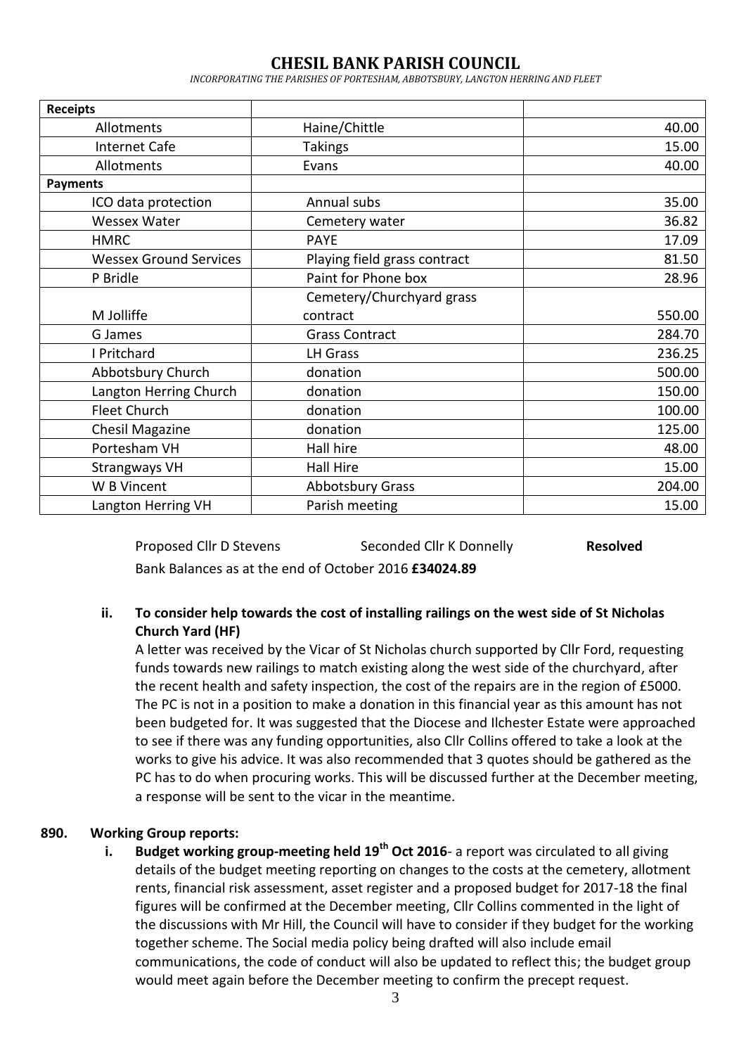# CHESIL BANK PARISH COUNCIL

*INCORPORATING THE PARISHES OF PORTESHAM, ABBOTSBURY, LANGTON HERRING AND FLEET*

| **Receipts** | | |
|---|---|---|
| Allotments | Haine/Chittle | 40.00 |
| Internet Cafe | Takings | 15.00 |
| Allotments | Evans | 40.00 |
| **Payments** | | |
| ICO data protection | Annual subs | 35.00 |
| Wessex Water | Cemetery water | 36.82 |
| HMRC | PAYE | 17.09 |
| Wessex Ground Services | Playing field grass contract | 81.50 |
| P Bridle | Paint for Phone box | 28.96 |
| M Jolliffe | Cemetery/Churchyard grass contract | 550.00 |
| G James | Grass Contract | 284.70 |
| I Pritchard | LH Grass | 236.25 |
| Abbotsbury Church | donation | 500.00 |
| Langton Herring Church | donation | 150.00 |
| Fleet Church | donation | 100.00 |
| Chesil Magazine | donation | 125.00 |
| Portesham VH | Hall hire | 48.00 |
| Strangways VH | Hall Hire | 15.00 |
| W B Vincent | Abbotsbury Grass | 204.00 |
| Langton Herring VH | Parish meeting | 15.00 |

Proposed Cllr D Stevens Seconded Cllr K Donnelly **Resolved**

Bank Balances as at the end of October 2016 **£34024.89**

**ii. To consider help towards the cost of installing railings on the west side of St Nicholas Church Yard (HF)**

A letter was received by the Vicar of St Nicholas church supported by Cllr Ford, requesting funds towards new railings to match existing along the west side of the churchyard, after the recent health and safety inspection, the cost of the repairs are in the region of £5000. The PC is not in a position to make a donation in this financial year as this amount has not been budgeted for. It was suggested that the Diocese and Ilchester Estate were approached to see if there was any funding opportunities, also Cllr Collins offered to take a look at the works to give his advice. It was also recommended that 3 quotes should be gathered as the PC has to do when procuring works. This will be discussed further at the December meeting, a response will be sent to the vicar in the meantime.

**890. Working Group reports:**

**i. Budget working group-meeting held 19th Oct 2016**- a report was circulated to all giving details of the budget meeting reporting on changes to the costs at the cemetery, allotment rents, financial risk assessment, asset register and a proposed budget for 2017-18 the final figures will be confirmed at the December meeting, Cllr Collins commented in the light of the discussions with Mr Hill, the Council will have to consider if they budget for the working together scheme. The Social media policy being drafted will also include email communications, the code of conduct will also be updated to reflect this; the budget group would meet again before the December meeting to confirm the precept request.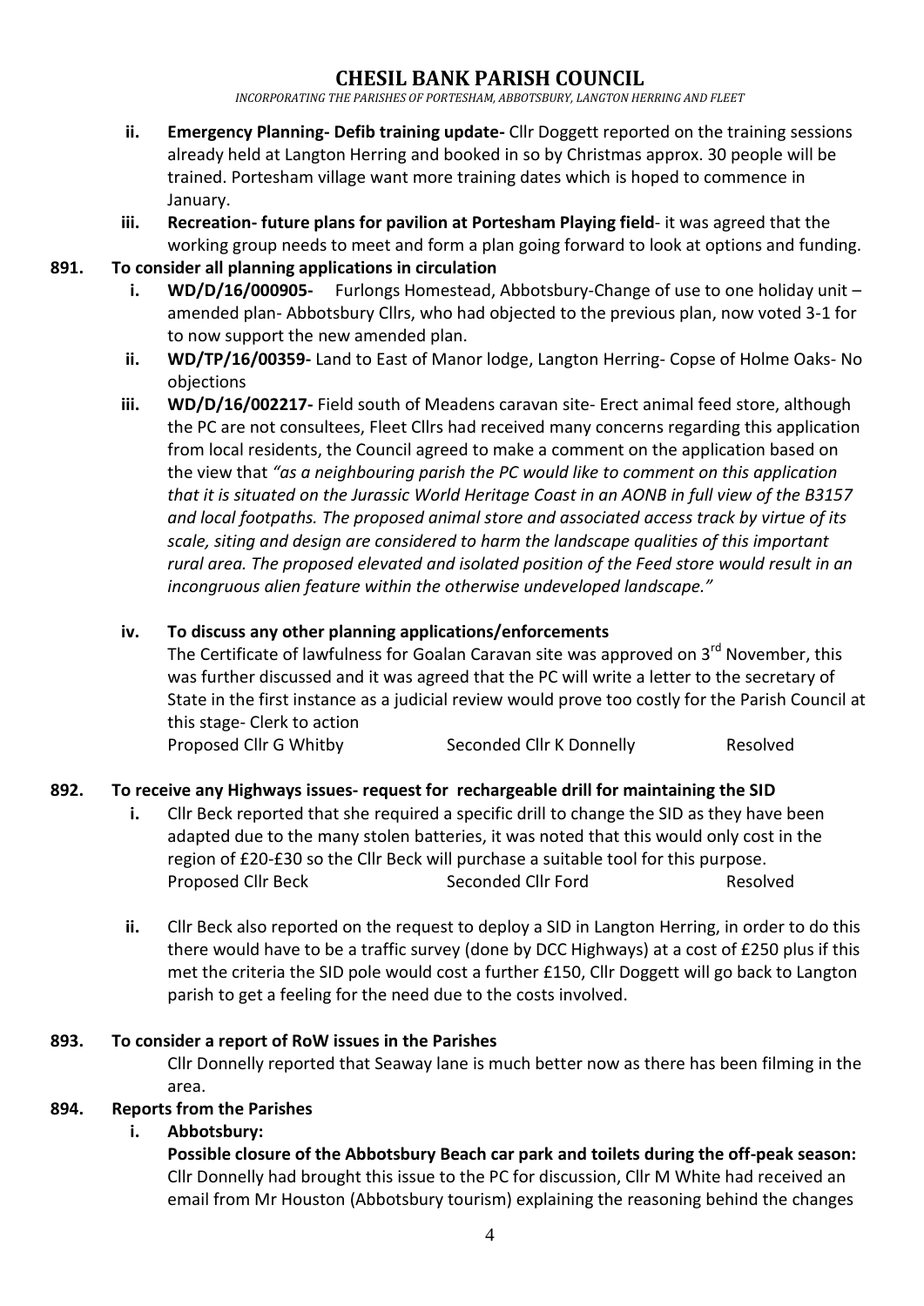# CHESIL BANK PARISH COUNCIL

*INCORPORATING THE PARISHES OF PORTESHAM, ABBOTSBURY, LANGTON HERRING AND FLEET*

- **ii. Emergency Planning- Defib training update-** Cllr Doggett reported on the training sessions already held at Langton Herring and booked in so by Christmas approx. 30 people will be trained. Portesham village want more training dates which is hoped to commence in January.
- **iii. Recreation- future plans for pavilion at Portesham Playing field**- it was agreed that the working group needs to meet and form a plan going forward to look at options and funding.

**891. To consider all planning applications in circulation**

- **i. WD/D/16/000905-** Furlongs Homestead, Abbotsbury-Change of use to one holiday unit – amended plan- Abbotsbury Cllrs, who had objected to the previous plan, now voted 3-1 for to now support the new amended plan.
- **ii. WD/TP/16/00359-** Land to East of Manor lodge, Langton Herring- Copse of Holme Oaks- No objections
- **iii. WD/D/16/002217-** Field south of Meadens caravan site- Erect animal feed store, although the PC are not consultees, Fleet Cllrs had received many concerns regarding this application from local residents, the Council agreed to make a comment on the application based on the view that *"as a neighbouring parish the PC would like to comment on this application that it is situated on the Jurassic World Heritage Coast in an AONB in full view of the B3157 and local footpaths. The proposed animal store and associated access track by virtue of its scale, siting and design are considered to harm the landscape qualities of this important rural area. The proposed elevated and isolated position of the Feed store would result in an incongruous alien feature within the otherwise undeveloped landscape."*
- **iv. To discuss any other planning applications/enforcements**

  The Certificate of lawfulness for Goalan Caravan site was approved on 3rd November, this was further discussed and it was agreed that the PC will write a letter to the secretary of State in the first instance as a judicial review would prove too costly for the Parish Council at this stage- Clerk to action

  Proposed Cllr G Whitby — Seconded Cllr K Donnelly — Resolved

**892. To receive any Highways issues- request for rechargeable drill for maintaining the SID**

- **i.** Cllr Beck reported that she required a specific drill to change the SID as they have been adapted due to the many stolen batteries, it was noted that this would only cost in the region of £20-£30 so the Cllr Beck will purchase a suitable tool for this purpose.

  Proposed Cllr Beck — Seconded Cllr Ford — Resolved

- **ii.** Cllr Beck also reported on the request to deploy a SID in Langton Herring, in order to do this there would have to be a traffic survey (done by DCC Highways) at a cost of £250 plus if this met the criteria the SID pole would cost a further £150, Cllr Doggett will go back to Langton parish to get a feeling for the need due to the costs involved.

**893. To consider a report of RoW issues in the Parishes**

Cllr Donnelly reported that Seaway lane is much better now as there has been filming in the area.

**894. Reports from the Parishes**

- **i. Abbotsbury:**

  **Possible closure of the Abbotsbury Beach car park and toilets during the off-peak season:** Cllr Donnelly had brought this issue to the PC for discussion, Cllr M White had received an email from Mr Houston (Abbotsbury tourism) explaining the reasoning behind the changes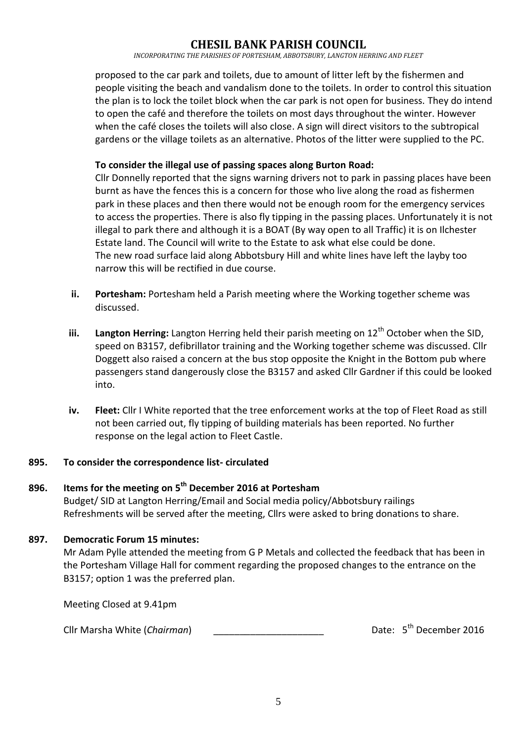proposed to the car park and toilets, due to amount of litter left by the fishermen and people visiting the beach and vandalism done to the toilets. In order to control this situation the plan is to lock the toilet block when the car park is not open for business. They do intend to open the café and therefore the toilets on most days throughout the winter. However when the café closes the toilets will also close. A sign will direct visitors to the subtropical gardens or the village toilets as an alternative. Photos of the litter were supplied to the PC.

**To consider the illegal use of passing spaces along Burton Road:**

Cllr Donnelly reported that the signs warning drivers not to park in passing places have been burnt as have the fences this is a concern for those who live along the road as fishermen park in these places and then there would not be enough room for the emergency services to access the properties. There is also fly tipping in the passing places. Unfortunately it is not illegal to park there and although it is a BOAT (By way open to all Traffic) it is on Ilchester Estate land. The Council will write to the Estate to ask what else could be done.
The new road surface laid along Abbotsbury Hill and white lines have left the layby too narrow this will be rectified in due course.

**ii. Portesham:** Portesham held a Parish meeting where the Working together scheme was discussed.

**iii. Langton Herring:** Langton Herring held their parish meeting on 12th October when the SID, speed on B3157, defibrillator training and the Working together scheme was discussed. Cllr Doggett also raised a concern at the bus stop opposite the Knight in the Bottom pub where passengers stand dangerously close the B3157 and asked Cllr Gardner if this could be looked into.

**iv. Fleet:** Cllr I White reported that the tree enforcement works at the top of Fleet Road as still not been carried out, fly tipping of building materials has been reported. No further response on the legal action to Fleet Castle.

**895. To consider the correspondence list- circulated**

**896. Items for the meeting on 5th December 2016 at Portesham**

Budget/ SID at Langton Herring/Email and Social media policy/Abbotsbury railings
Refreshments will be served after the meeting, Cllrs were asked to bring donations to share.

**897. Democratic Forum 15 minutes:**

Mr Adam Pylle attended the meeting from G P Metals and collected the feedback that has been in the Portesham Village Hall for comment regarding the proposed changes to the entrance on the B3157; option 1 was the preferred plan.

Meeting Closed at 9.41pm

Cllr Marsha White (*Chairman*) \_\_\_\_\_\_\_\_\_\_\_\_\_\_\_\_\_\_\_\_\_\_ Date: 5th December 2016